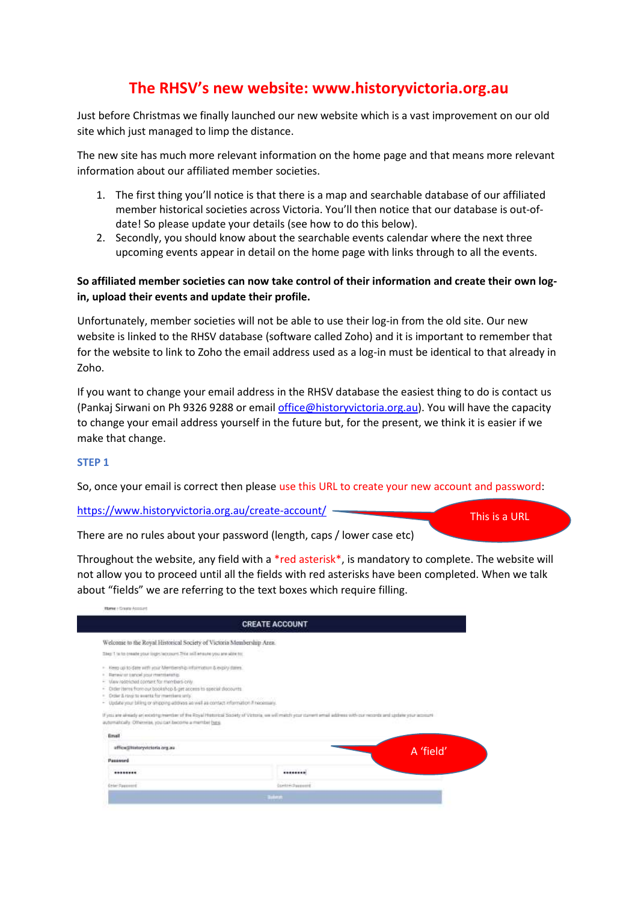# The RHSV's new website: www.historyvictoria.org.au

Just before Christmas we finally launched our new website which is a vast improvement on our old site which just managed to limp the distance.

The new site has much more relevant information on the home page and that means more relevant information about our affiliated member societies.

1. The first thing you'll notice is that there is a map and searchable database of our affiliated member historical societies across Victoria. You'll then notice that our database is out-of-date! So please update your details (see how to do this below).
2. Secondly, you should know about the searchable events calendar where the next three upcoming events appear in detail on the home page with links through to all the events.

**So affiliated member societies can now take control of their information and create their own log-in, upload their events and update their profile.**

Unfortunately, member societies will not be able to use their log-in from the old site. Our new website is linked to the RHSV database (software called Zoho) and it is important to remember that for the website to link to Zoho the email address used as a log-in must be identical to that already in Zoho.

If you want to change your email address in the RHSV database the easiest thing to do is contact us (Pankaj Sirwani on Ph 9326 9288 or email office@historyvictoria.org.au). You will have the capacity to change your email address yourself in the future but, for the present, we think it is easier if we make that change.

### STEP 1

So, once your email is correct then please use this URL to create your new account and password:

https://www.historyvictoria.org.au/create-account/ — This is a URL

There are no rules about your password (length, caps / lower case etc)

Throughout the website, any field with a *red asterisk*, is mandatory to complete. The website will not allow you to proceed until all the fields with red asterisks have been completed. When we talk about "fields" we are referring to the text boxes which require filling.

Home › Create Account

**CREATE ACCOUNT**

Welcome to the Royal Historical Society of Victoria Membership Area.

Step 1 is to create your login/account. This will ensure you are able to:

- Keep up to date with your Membership information & expiry dates.
- Renew or cancel your membership.
- View restricted content for members only.
- Order items from our bookshop & get access to special discounts.
- Order & rsvp to events for members only.
- Update your billing or shipping address as well as contact information if necessary.

If you are already an existing member of the Royal Historical Society of Victoria, we will match your current email address with our records and update your account automatically. Otherwise, you can become a member here.

Email

office@historyvictoria.org.au — A 'field'

Password

•••••••• &nbsp;&nbsp; ••••••••

Enter Password &nbsp;&nbsp; Confirm Password

Submit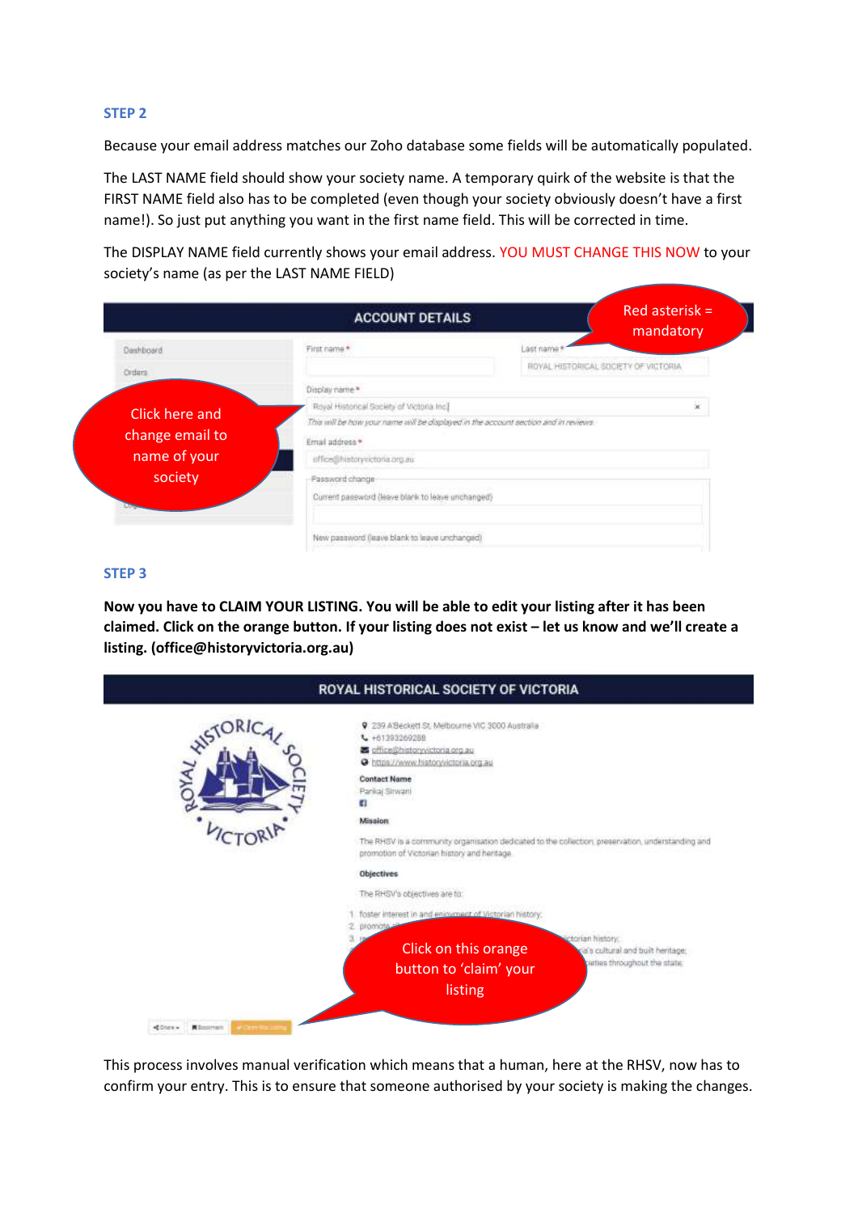## STEP 2

Because your email address matches our Zoho database some fields will be automatically populated.

The LAST NAME field should show your society name. A temporary quirk of the website is that the FIRST NAME field also has to be completed (even though your society obviously doesn't have a first name!). So just put anything you want in the first name field. This will be corrected in time.

The DISPLAY NAME field currently shows your email address. YOU MUST CHANGE THIS NOW to your society's name (as per the LAST NAME FIELD)

## STEP 3

**Now you have to CLAIM YOUR LISTING. You will be able to edit your listing after it has been claimed. Click on the orange button. If your listing does not exist – let us know and we'll create a listing. (office@historyvictoria.org.au)**

This process involves manual verification which means that a human, here at the RHSV, now has to confirm your entry. This is to ensure that someone authorised by your society is making the changes.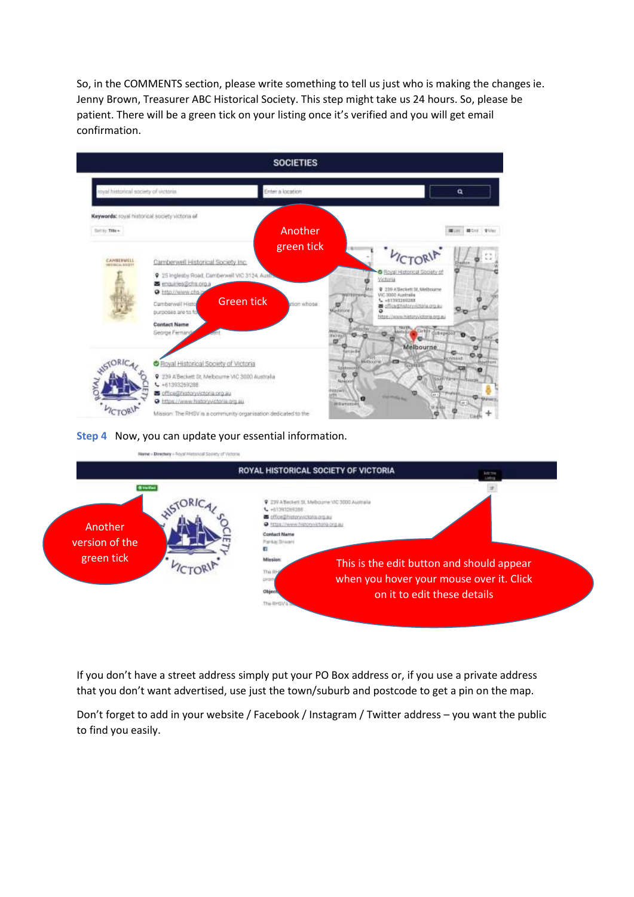So, in the COMMENTS section, please write something to tell us just who is making the changes ie. Jenny Brown, Treasurer ABC Historical Society. This step might take us 24 hours. So, please be patient. There will be a green tick on your listing once it's verified and you will get email confirmation.

**Step 4** Now, you can update your essential information.

If you don't have a street address simply put your PO Box address or, if you use a private address that you don't want advertised, use just the town/suburb and postcode to get a pin on the map.

Don't forget to add in your website / Facebook / Instagram / Twitter address – you want the public to find you easily.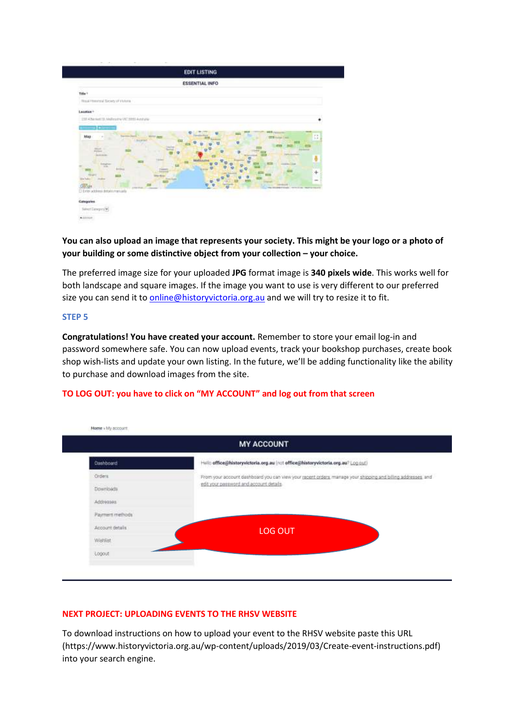**You can also upload an image that represents your society. This might be your logo or a photo of your building or some distinctive object from your collection – your choice.**

The preferred image size for your uploaded **JPG** format image is **340 pixels wide**. This works well for both landscape and square images. If the image you want to use is very different to our preferred size you can send it to online@historyvictoria.org.au and we will try to resize it to fit.

### STEP 5

**Congratulations! You have created your account.** Remember to store your email log-in and password somewhere safe. You can now upload events, track your bookshop purchases, create book shop wish-lists and update your own listing. In the future, we'll be adding functionality like the ability to purchase and download images from the site.

**TO LOG OUT: you have to click on "MY ACCOUNT" and log out from that screen**

### NEXT PROJECT: UPLOADING EVENTS TO THE RHSV WEBSITE

To download instructions on how to upload your event to the RHSV website paste this URL (https://www.historyvictoria.org.au/wp-content/uploads/2019/03/Create-event-instructions.pdf) into your search engine.